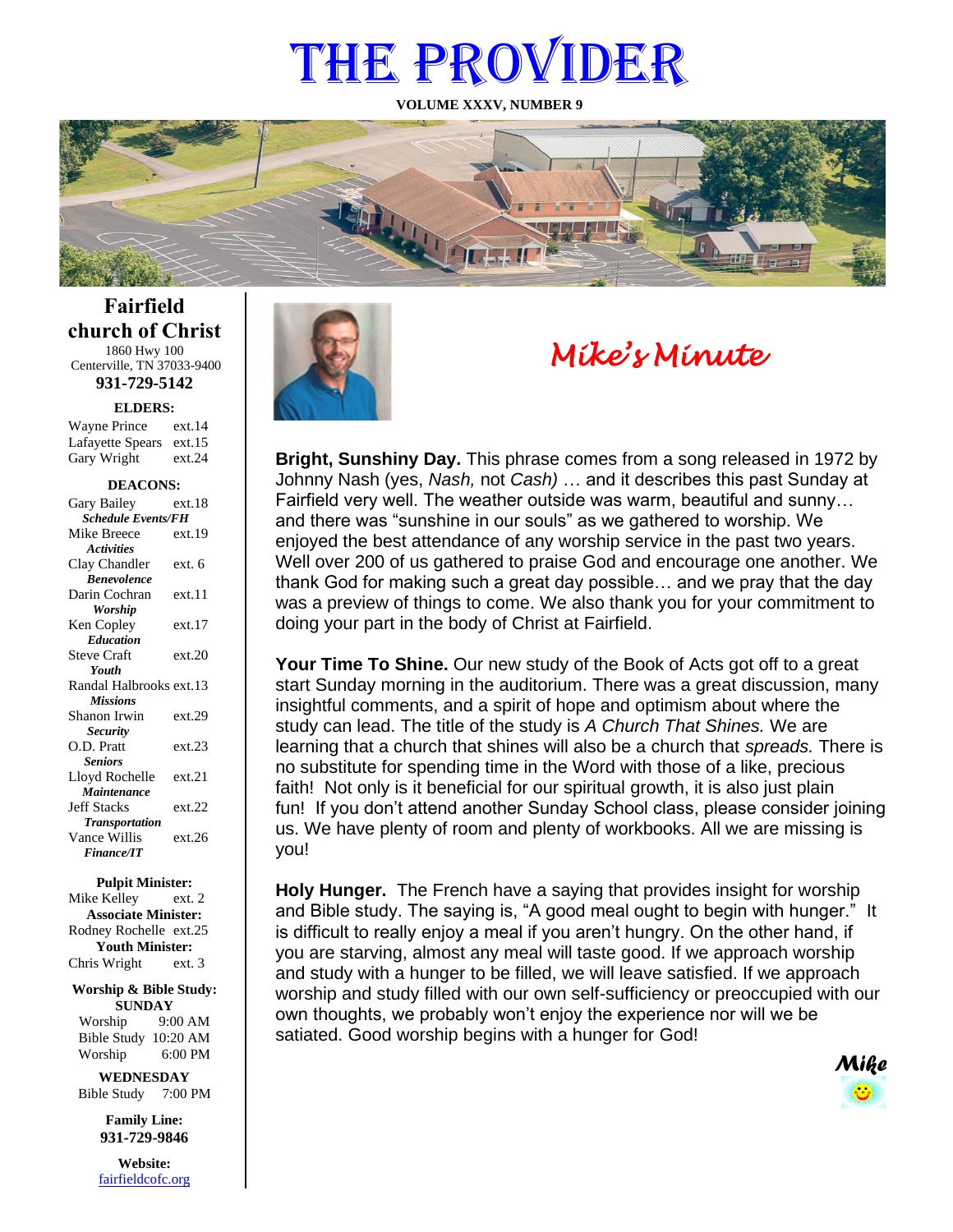# THE PROVIDER

**VOLUME XXXV, NUMBER 9**

## Fairfield church of Christ

1860 Hwy 100
Centerville, TN 37033-9400

**931-729-5142**

**ELDERS:**

Wayne Prince ext.14
Lafayette Spears ext.15
Gary Wright ext.24

**DEACONS:**

Gary Bailey ext.18
*Schedule Events/FH*
Mike Breece ext.19
*Activities*
Clay Chandler ext. 6
*Benevolence*
Darin Cochran ext.11
*Worship*
Ken Copley ext.17
*Education*
Steve Craft ext.20
*Youth*
Randal Halbrooks ext.13
*Missions*
Shanon Irwin ext.29
*Security*
O.D. Pratt ext.23
*Seniors*
Lloyd Rochelle ext.21
*Maintenance*
Jeff Stacks ext.22
*Transportation*
Vance Willis ext.26
*Finance/IT*

**Pulpit Minister:**
Mike Kelley ext. 2
**Associate Minister:**
Rodney Rochelle ext.25
**Youth Minister:**
Chris Wright ext. 3

**Worship & Bible Study:**
**SUNDAY**
Worship 9:00 AM
Bible Study 10:20 AM
Worship 6:00 PM

**WEDNESDAY**
Bible Study 7:00 PM

**Family Line:**
**931-729-9846**

**Website:**
fairfieldcofc.org

## *Mike's Minute*

**Bright, Sunshiny Day.** This phrase comes from a song released in 1972 by Johnny Nash (yes, *Nash,* not *Cash)* … and it describes this past Sunday at Fairfield very well. The weather outside was warm, beautiful and sunny… and there was "sunshine in our souls" as we gathered to worship. We enjoyed the best attendance of any worship service in the past two years. Well over 200 of us gathered to praise God and encourage one another. We thank God for making such a great day possible… and we pray that the day was a preview of things to come. We also thank you for your commitment to doing your part in the body of Christ at Fairfield.

**Your Time To Shine.** Our new study of the Book of Acts got off to a great start Sunday morning in the auditorium. There was a great discussion, many insightful comments, and a spirit of hope and optimism about where the study can lead. The title of the study is *A Church That Shines.* We are learning that a church that shines will also be a church that *spreads.* There is no substitute for spending time in the Word with those of a like, precious faith! Not only is it beneficial for our spiritual growth, it is also just plain fun! If you don't attend another Sunday School class, please consider joining us. We have plenty of room and plenty of workbooks. All we are missing is you!

**Holy Hunger.** The French have a saying that provides insight for worship and Bible study. The saying is, "A good meal ought to begin with hunger." It is difficult to really enjoy a meal if you aren't hungry. On the other hand, if you are starving, almost any meal will taste good. If we approach worship and study with a hunger to be filled, we will leave satisfied. If we approach worship and study filled with our own self-sufficiency or preoccupied with our own thoughts, we probably won't enjoy the experience nor will we be satiated. Good worship begins with a hunger for God!

***Mike***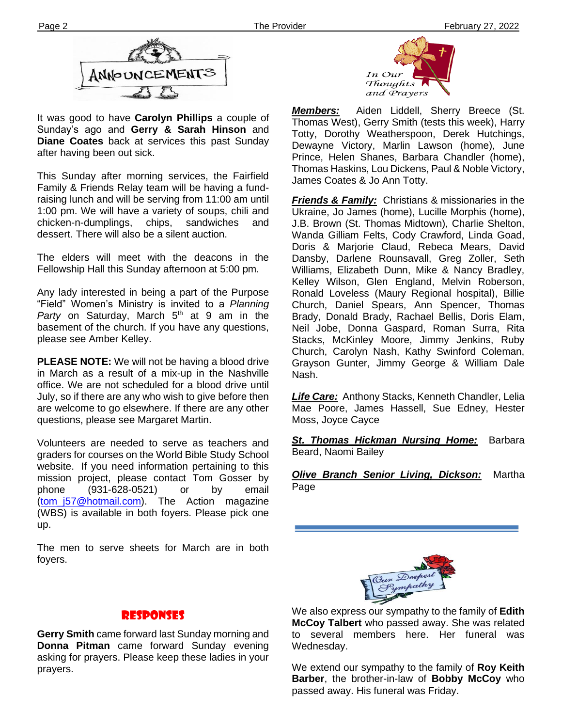# ANNOUNCEMENTS

It was good to have **Carolyn Phillips** a couple of Sunday's ago and **Gerry & Sarah Hinson** and **Diane Coates** back at services this past Sunday after having been out sick.

This Sunday after morning services, the Fairfield Family & Friends Relay team will be having a fund-raising lunch and will be serving from 11:00 am until 1:00 pm. We will have a variety of soups, chili and chicken-n-dumplings, chips, sandwiches and dessert. There will also be a silent auction.

The elders will meet with the deacons in the Fellowship Hall this Sunday afternoon at 5:00 pm.

Any lady interested in being a part of the Purpose "Field" Women's Ministry is invited to a *Planning Party* on Saturday, March 5th at 9 am in the basement of the church. If you have any questions, please see Amber Kelley.

**PLEASE NOTE:** We will not be having a blood drive in March as a result of a mix-up in the Nashville office. We are not scheduled for a blood drive until July, so if there are any who wish to give before then are welcome to go elsewhere. If there are any other questions, please see Margaret Martin.

Volunteers are needed to serve as teachers and graders for courses on the World Bible Study School website. If you need information pertaining to this mission project, please contact Tom Gosser by phone (931-628-0521) or by email (tom_j57@hotmail.com). The Action magazine (WBS) is available in both foyers. Please pick one up.

The men to serve sheets for March are in both foyers.

## RESPONSES

**Gerry Smith** came forward last Sunday morning and **Donna Pitman** came forward Sunday evening asking for prayers. Please keep these ladies in your prayers.

## In Our Thoughts and Prayers

***Members:*** Aiden Liddell, Sherry Breece (St. Thomas West), Gerry Smith (tests this week), Harry Totty, Dorothy Weatherspoon, Derek Hutchings, Dewayne Victory, Marlin Lawson (home), June Prince, Helen Shanes, Barbara Chandler (home), Thomas Haskins, Lou Dickens, Paul & Noble Victory, James Coates & Jo Ann Totty.

***Friends & Family:*** Christians & missionaries in the Ukraine, Jo James (home), Lucille Morphis (home), J.B. Brown (St. Thomas Midtown), Charlie Shelton, Wanda Gilliam Felts, Cody Crawford, Linda Goad, Doris & Marjorie Claud, Rebeca Mears, David Dansby, Darlene Rounsavall, Greg Zoller, Seth Williams, Elizabeth Dunn, Mike & Nancy Bradley, Kelley Wilson, Glen England, Melvin Roberson, Ronald Loveless (Maury Regional hospital), Billie Church, Daniel Spears, Ann Spencer, Thomas Brady, Donald Brady, Rachael Bellis, Doris Elam, Neil Jobe, Donna Gaspard, Roman Surra, Rita Stacks, McKinley Moore, Jimmy Jenkins, Ruby Church, Carolyn Nash, Kathy Swinford Coleman, Grayson Gunter, Jimmy George & William Dale Nash.

***Life Care:*** Anthony Stacks, Kenneth Chandler, Lelia Mae Poore, James Hassell, Sue Edney, Hester Moss, Joyce Cayce

***St. Thomas Hickman Nursing Home:*** Barbara Beard, Naomi Bailey

***Olive Branch Senior Living, Dickson:*** Martha Page

## Our Deepest Sympathy

We also express our sympathy to the family of **Edith McCoy Talbert** who passed away. She was related to several members here. Her funeral was Wednesday.

We extend our sympathy to the family of **Roy Keith Barber**, the brother-in-law of **Bobby McCoy** who passed away. His funeral was Friday.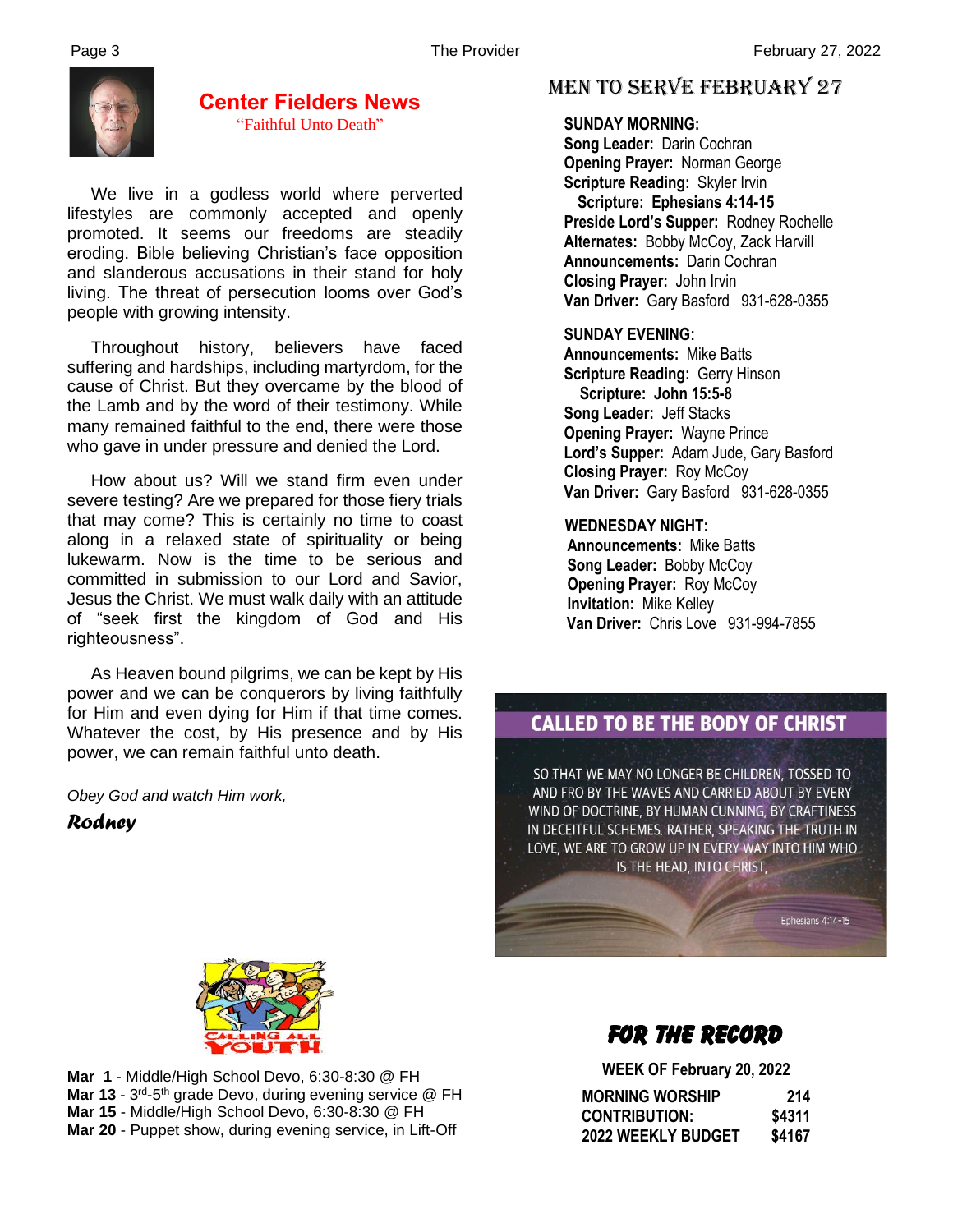## Center Fielders News

"Faithful Unto Death"

We live in a godless world where perverted lifestyles are commonly accepted and openly promoted. It seems our freedoms are steadily eroding. Bible believing Christian's face opposition and slanderous accusations in their stand for holy living. The threat of persecution looms over God's people with growing intensity.

Throughout history, believers have faced suffering and hardships, including martyrdom, for the cause of Christ. But they overcame by the blood of the Lamb and by the word of their testimony. While many remained faithful to the end, there were those who gave in under pressure and denied the Lord.

How about us? Will we stand firm even under severe testing? Are we prepared for those fiery trials that may come? This is certainly no time to coast along in a relaxed state of spirituality or being lukewarm. Now is the time to be serious and committed in submission to our Lord and Savior, Jesus the Christ. We must walk daily with an attitude of "seek first the kingdom of God and His righteousness".

As Heaven bound pilgrims, we can be kept by His power and we can be conquerors by living faithfully for Him and even dying for Him if that time comes. Whatever the cost, by His presence and by His power, we can remain faithful unto death.

*Obey God and watch Him work,*

***Rodney***

CALLING ALL YOUTH

**Mar 1** - Middle/High School Devo, 6:30-8:30 @ FH
**Mar 13** - 3rd-5th grade Devo, during evening service @ FH
**Mar 15** - Middle/High School Devo, 6:30-8:30 @ FH
**Mar 20** - Puppet show, during evening service, in Lift-Off

## MEN TO SERVE FEBRUARY 27

**SUNDAY MORNING:**
**Song Leader:** Darin Cochran
**Opening Prayer:** Norman George
**Scripture Reading:** Skyler Irvin
**Scripture: Ephesians 4:14-15**
**Preside Lord's Supper:** Rodney Rochelle
**Alternates:** Bobby McCoy, Zack Harvill
**Announcements:** Darin Cochran
**Closing Prayer:** John Irvin
**Van Driver:** Gary Basford 931-628-0355

**SUNDAY EVENING:**
**Announcements:** Mike Batts
**Scripture Reading:** Gerry Hinson
**Scripture: John 15:5-8**
**Song Leader:** Jeff Stacks
**Opening Prayer:** Wayne Prince
**Lord's Supper:** Adam Jude, Gary Basford
**Closing Prayer:** Roy McCoy
**Van Driver:** Gary Basford 931-628-0355

**WEDNESDAY NIGHT:**
**Announcements:** Mike Batts
**Song Leader:** Bobby McCoy
**Opening Prayer:** Roy McCoy
**Invitation:** Mike Kelley
**Van Driver:** Chris Love 931-994-7855

**CALLED TO BE THE BODY OF CHRIST**

SO THAT WE MAY NO LONGER BE CHILDREN, TOSSED TO AND FRO BY THE WAVES AND CARRIED ABOUT BY EVERY WIND OF DOCTRINE, BY HUMAN CUNNING, BY CRAFTINESS IN DECEITFUL SCHEMES. RATHER, SPEAKING THE TRUTH IN LOVE, WE ARE TO GROW UP IN EVERY WAY INTO HIM WHO IS THE HEAD, INTO CHRIST,

Ephesians 4:14-15

## FOR THE RECORD

**WEEK OF February 20, 2022**

| | |
|---|---|
| **MORNING WORSHIP** | **214** |
| **CONTRIBUTION:** | **$4311** |
| **2022 WEEKLY BUDGET** | **$4167** |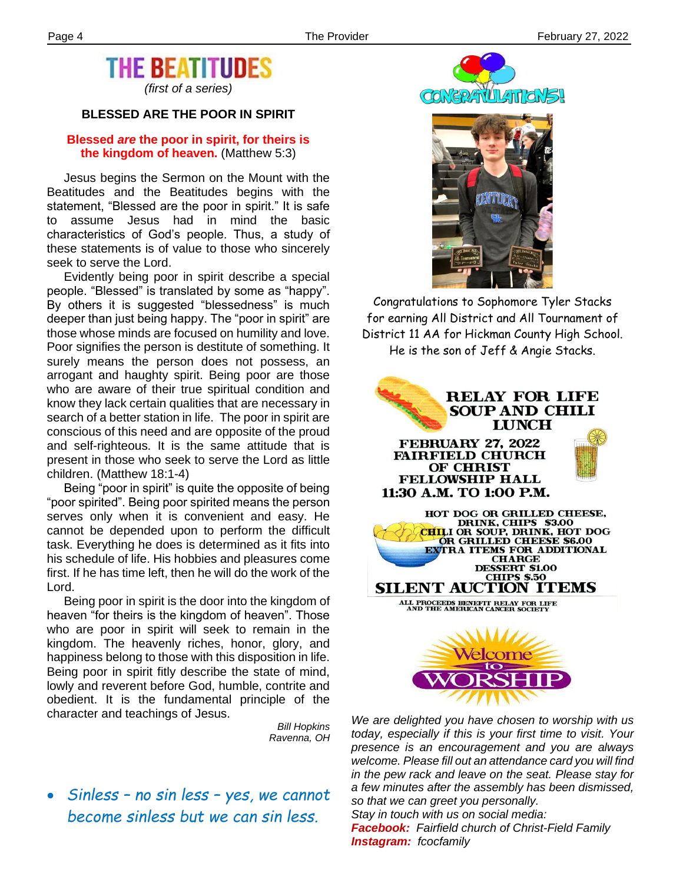# THE BEATITUDES

*(first of a series)*

## BLESSED ARE THE POOR IN SPIRIT

**Blessed *are* the poor in spirit, for theirs is the kingdom of heaven.** (Matthew 5:3)

Jesus begins the Sermon on the Mount with the Beatitudes and the Beatitudes begins with the statement, "Blessed are the poor in spirit." It is safe to assume Jesus had in mind the basic characteristics of God's people. Thus, a study of these statements is of value to those who sincerely seek to serve the Lord.

Evidently being poor in spirit describe a special people. "Blessed" is translated by some as "happy". By others it is suggested "blessedness" is much deeper than just being happy. The "poor in spirit" are those whose minds are focused on humility and love. Poor signifies the person is destitute of something. It surely means the person does not possess, an arrogant and haughty spirit. Being poor are those who are aware of their true spiritual condition and know they lack certain qualities that are necessary in search of a better station in life. The poor in spirit are conscious of this need and are opposite of the proud and self-righteous. It is the same attitude that is present in those who seek to serve the Lord as little children. (Matthew 18:1-4)

Being "poor in spirit" is quite the opposite of being "poor spirited". Being poor spirited means the person serves only when it is convenient and easy. He cannot be depended upon to perform the difficult task. Everything he does is determined as it fits into his schedule of life. His hobbies and pleasures come first. If he has time left, then he will do the work of the Lord.

Being poor in spirit is the door into the kingdom of heaven "for theirs is the kingdom of heaven". Those who are poor in spirit will seek to remain in the kingdom. The heavenly riches, honor, glory, and happiness belong to those with this disposition in life. Being poor in spirit fitly describe the state of mind, lowly and reverent before God, humble, contrite and obedient. It is the fundamental principle of the character and teachings of Jesus.

*Bill Hopkins*
*Ravenna, OH*

- *Sinless – no sin less – yes, we cannot become sinless but we can sin less.*

## CONGRATULATIONS!

Congratulations to Sophomore Tyler Stacks for earning All District and All Tournament of District 11 AA for Hickman County High School. He is the son of Jeff & Angie Stacks.

## RELAY FOR LIFE SOUP AND CHILI LUNCH

**FEBRUARY 27, 2022**
**FAIRFIELD CHURCH OF CHRIST FELLOWSHIP HALL**
**11:30 A.M. TO 1:00 P.M.**

HOT DOG OR GRILLED CHEESE, DRINK, CHIPS $3.00
CHILI OR SOUP, DRINK, HOT DOG OR GRILLED CHEESE $6.00
EXTRA ITEMS FOR ADDITIONAL CHARGE
DESSERT $1.00
CHIPS $.50

**SILENT AUCTION ITEMS**

ALL PROCEEDS BENEFIT RELAY FOR LIFE AND THE AMERICAN CANCER SOCIETY

## Welcome to WORSHIP

*We are delighted you have chosen to worship with us today, especially if this is your first time to visit. Your presence is an encouragement and you are always welcome. Please fill out an attendance card you will find in the pew rack and leave on the seat. Please stay for a few minutes after the assembly has been dismissed, so that we can greet you personally.*

*Stay in touch with us on social media:*

***Facebook:*** *Fairfield church of Christ-Field Family*

***Instagram:*** *fcocfamily*